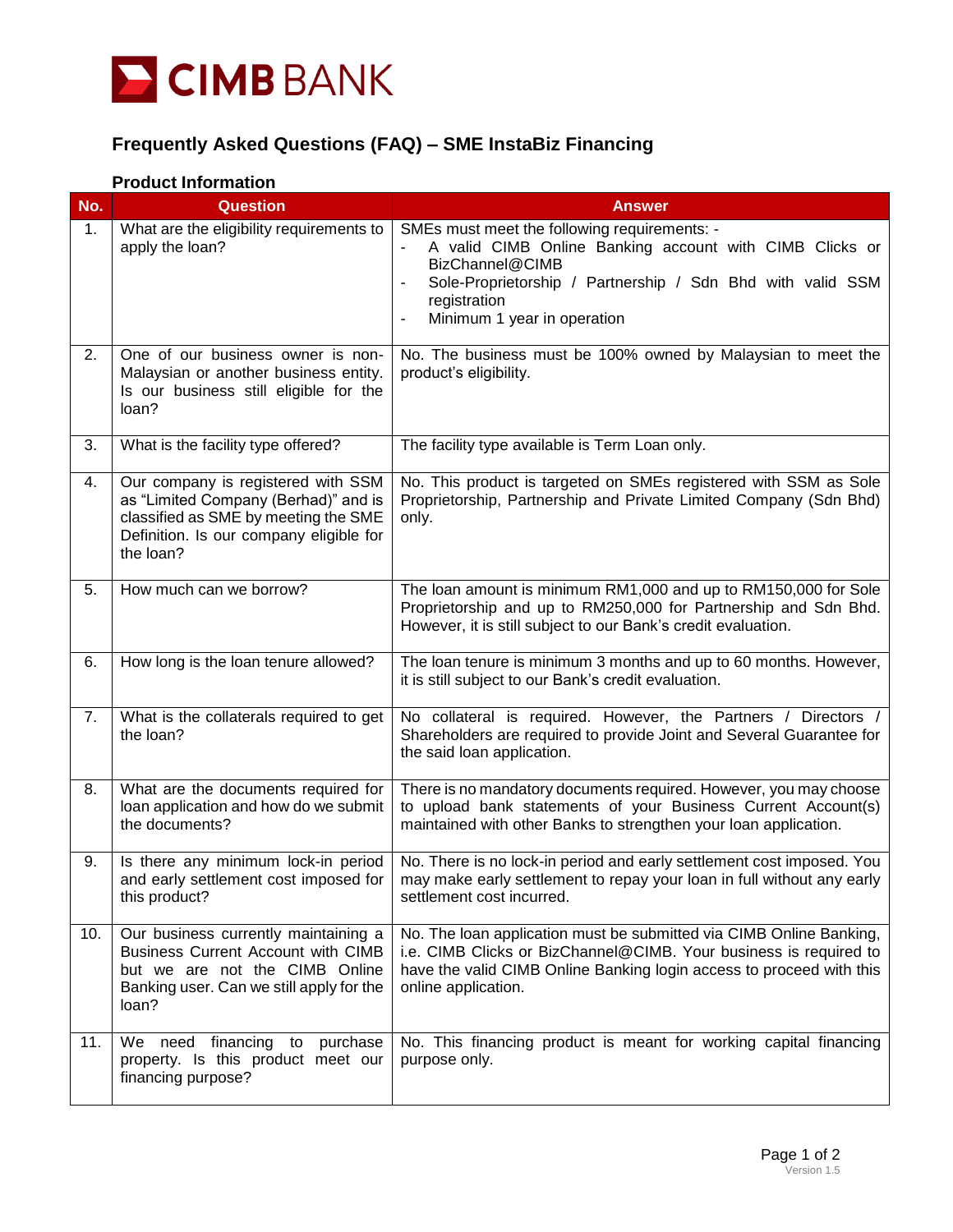# Frequently Asked Questions (FAQ) – SME InstaBiz Financing

## Product Information

| No. | Question | Answer |
|---|---|---|
| 1. | What are the eligibility requirements to apply the loan? | SMEs must meet the following requirements: -<br>- A valid CIMB Online Banking account with CIMB Clicks or BizChannel@CIMB<br>- Sole-Proprietorship / Partnership / Sdn Bhd with valid SSM registration<br>- Minimum 1 year in operation |
| 2. | One of our business owner is non-Malaysian or another business entity. Is our business still eligible for the loan? | No. The business must be 100% owned by Malaysian to meet the product's eligibility. |
| 3. | What is the facility type offered? | The facility type available is Term Loan only. |
| 4. | Our company is registered with SSM as "Limited Company (Berhad)" and is classified as SME by meeting the SME Definition. Is our company eligible for the loan? | No. This product is targeted on SMEs registered with SSM as Sole Proprietorship, Partnership and Private Limited Company (Sdn Bhd) only. |
| 5. | How much can we borrow? | The loan amount is minimum RM1,000 and up to RM150,000 for Sole Proprietorship and up to RM250,000 for Partnership and Sdn Bhd. However, it is still subject to our Bank's credit evaluation. |
| 6. | How long is the loan tenure allowed? | The loan tenure is minimum 3 months and up to 60 months. However, it is still subject to our Bank's credit evaluation. |
| 7. | What is the collaterals required to get the loan? | No collateral is required. However, the Partners / Directors / Shareholders are required to provide Joint and Several Guarantee for the said loan application. |
| 8. | What are the documents required for loan application and how do we submit the documents? | There is no mandatory documents required. However, you may choose to upload bank statements of your Business Current Account(s) maintained with other Banks to strengthen your loan application. |
| 9. | Is there any minimum lock-in period and early settlement cost imposed for this product? | No. There is no lock-in period and early settlement cost imposed. You may make early settlement to repay your loan in full without any early settlement cost incurred. |
| 10. | Our business currently maintaining a Business Current Account with CIMB but we are not the CIMB Online Banking user. Can we still apply for the loan? | No. The loan application must be submitted via CIMB Online Banking, i.e. CIMB Clicks or BizChannel@CIMB. Your business is required to have the valid CIMB Online Banking login access to proceed with this online application. |
| 11. | We need financing to purchase property. Is this product meet our financing purpose? | No. This financing product is meant for working capital financing purpose only. |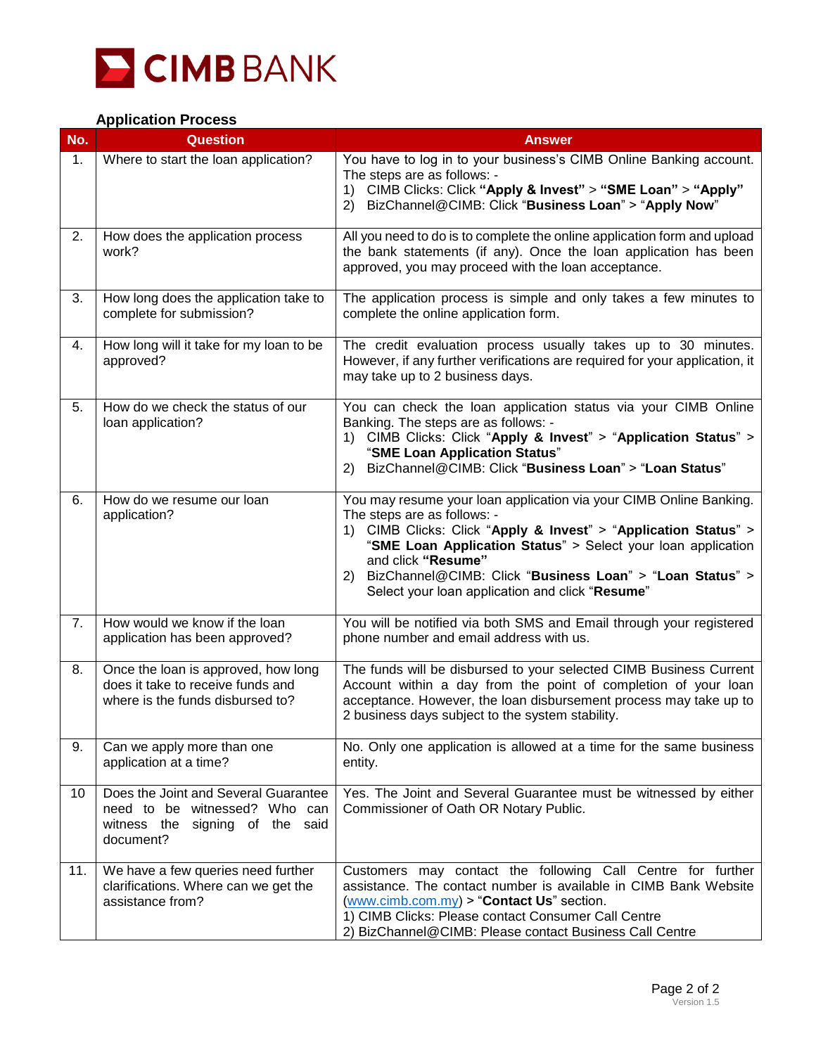CIMB BANK

## Application Process

| No. | Question | Answer |
|---|---|---|
| 1. | Where to start the loan application? | You have to log in to your business's CIMB Online Banking account. The steps are as follows: -<br>1) CIMB Clicks: Click **"Apply & Invest"** > **"SME Loan"** > **"Apply"**<br>2) BizChannel@CIMB: Click "**Business Loan**" > "**Apply Now**" |
| 2. | How does the application process work? | All you need to do is to complete the online application form and upload the bank statements (if any). Once the loan application has been approved, you may proceed with the loan acceptance. |
| 3. | How long does the application take to complete for submission? | The application process is simple and only takes a few minutes to complete the online application form. |
| 4. | How long will it take for my loan to be approved? | The credit evaluation process usually takes up to 30 minutes. However, if any further verifications are required for your application, it may take up to 2 business days. |
| 5. | How do we check the status of our loan application? | You can check the loan application status via your CIMB Online Banking. The steps are as follows: -<br>1) CIMB Clicks: Click "**Apply & Invest**" > "**Application Status**" > "**SME Loan Application Status**"<br>2) BizChannel@CIMB: Click "**Business Loan**" > "**Loan Status**" |
| 6. | How do we resume our loan application? | You may resume your loan application via your CIMB Online Banking. The steps are as follows: -<br>1) CIMB Clicks: Click "**Apply & Invest**" > "**Application Status**" > "**SME Loan Application Status**" > Select your loan application and click **"Resume"**<br>2) BizChannel@CIMB: Click "**Business Loan**" > "**Loan Status**" > Select your loan application and click "**Resume**" |
| 7. | How would we know if the loan application has been approved? | You will be notified via both SMS and Email through your registered phone number and email address with us. |
| 8. | Once the loan is approved, how long does it take to receive funds and where is the funds disbursed to? | The funds will be disbursed to your selected CIMB Business Current Account within a day from the point of completion of your loan acceptance. However, the loan disbursement process may take up to 2 business days subject to the system stability. |
| 9. | Can we apply more than one application at a time? | No. Only one application is allowed at a time for the same business entity. |
| 10 | Does the Joint and Several Guarantee need to be witnessed? Who can witness the signing of the said document? | Yes. The Joint and Several Guarantee must be witnessed by either Commissioner of Oath OR Notary Public. |
| 11. | We have a few queries need further clarifications. Where can we get the assistance from? | Customers may contact the following Call Centre for further assistance. The contact number is available in CIMB Bank Website (www.cimb.com.my) > "**Contact Us**" section.<br>1) CIMB Clicks: Please contact Consumer Call Centre<br>2) BizChannel@CIMB: Please contact Business Call Centre |

Version 1.5